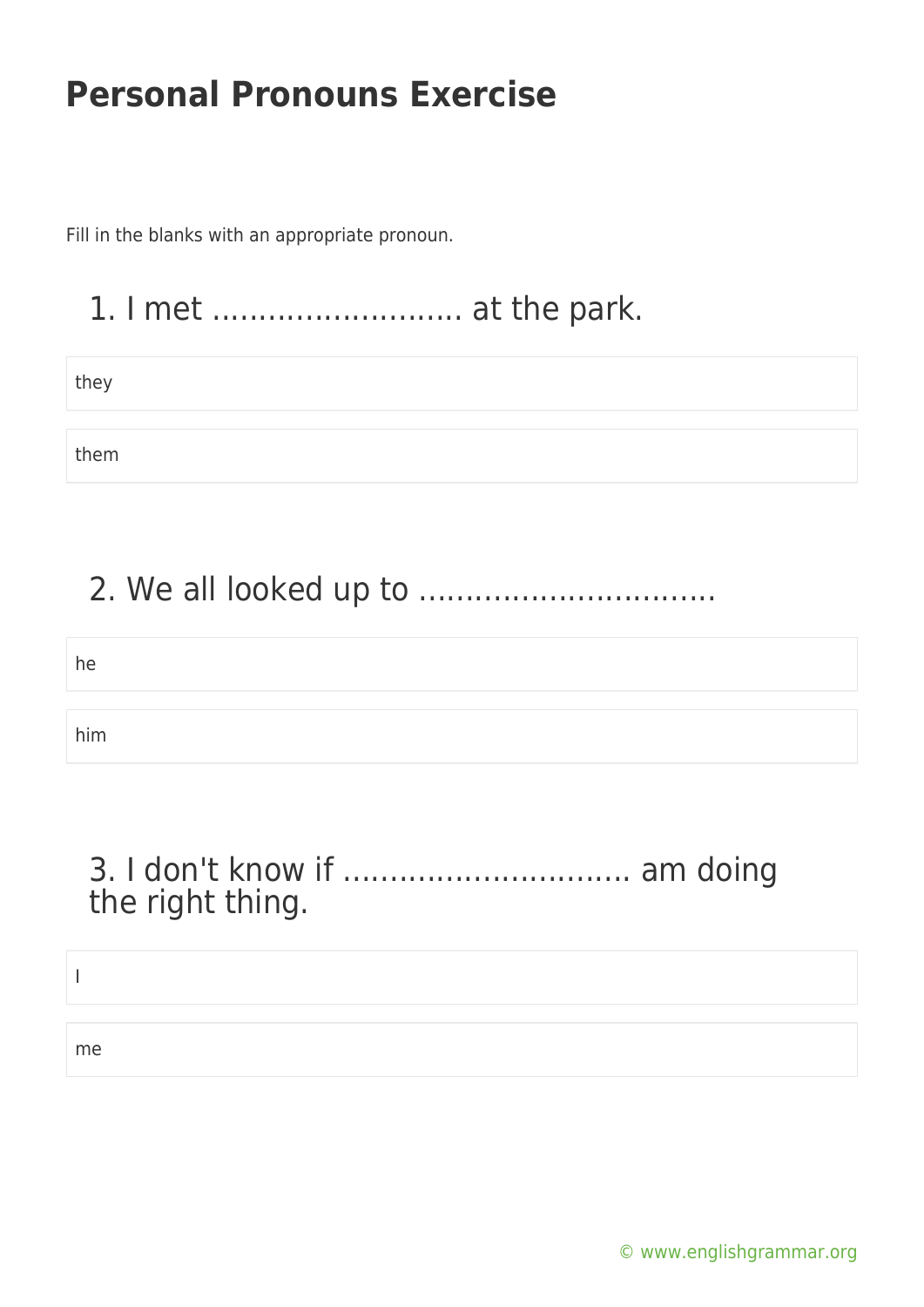# Personal Pronouns Exercise

Fill in the blanks with an appropriate pronoun.

## 1. I met ........................... at the park.

they

them

## 2. We all looked up to ...............................

he

him

## 3. I don't know if .............................. am doing the right thing.

I

me

© www.englishgrammar.org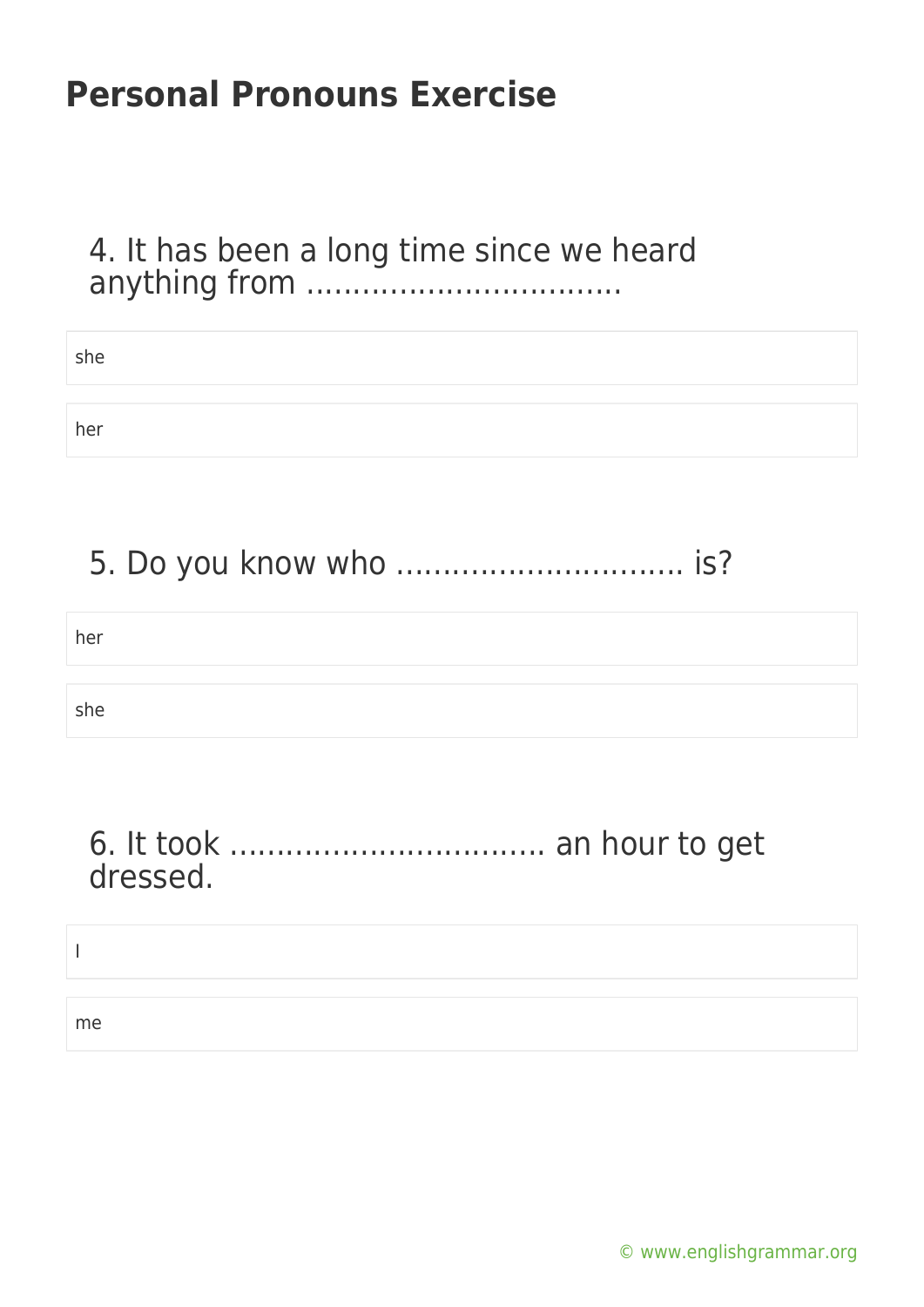# Personal Pronouns Exercise

4. It has been a long time since we heard anything from ................................

she

her

5. Do you know who .............................. is?

her

she

6. It took ................................. an hour to get dressed.

I

me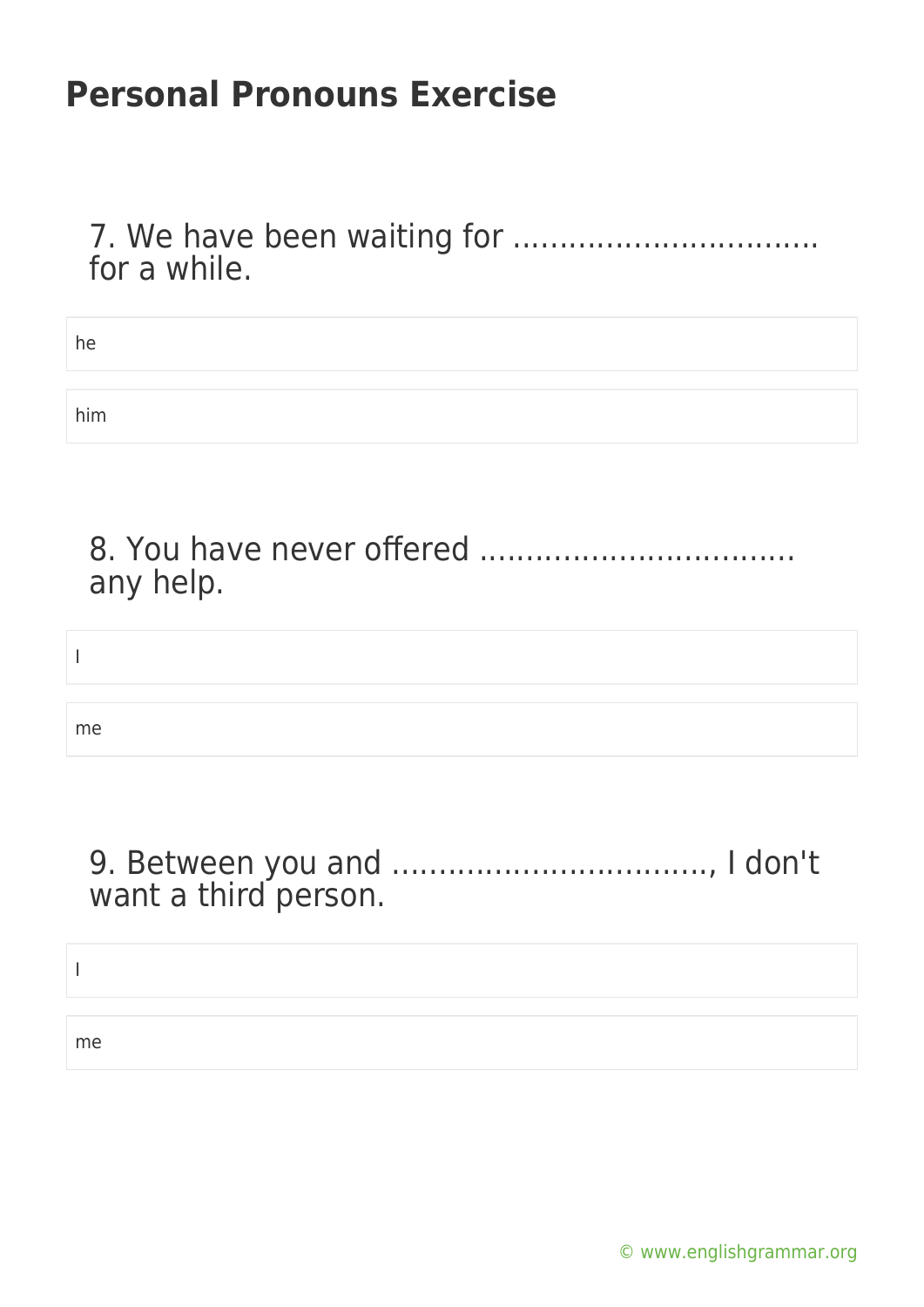## Personal Pronouns Exercise

7. We have been waiting for ................................ for a while.

he

him

8. You have never offered ................................. any help.

I

me

9. Between you and ................................., I don't want a third person.

I

me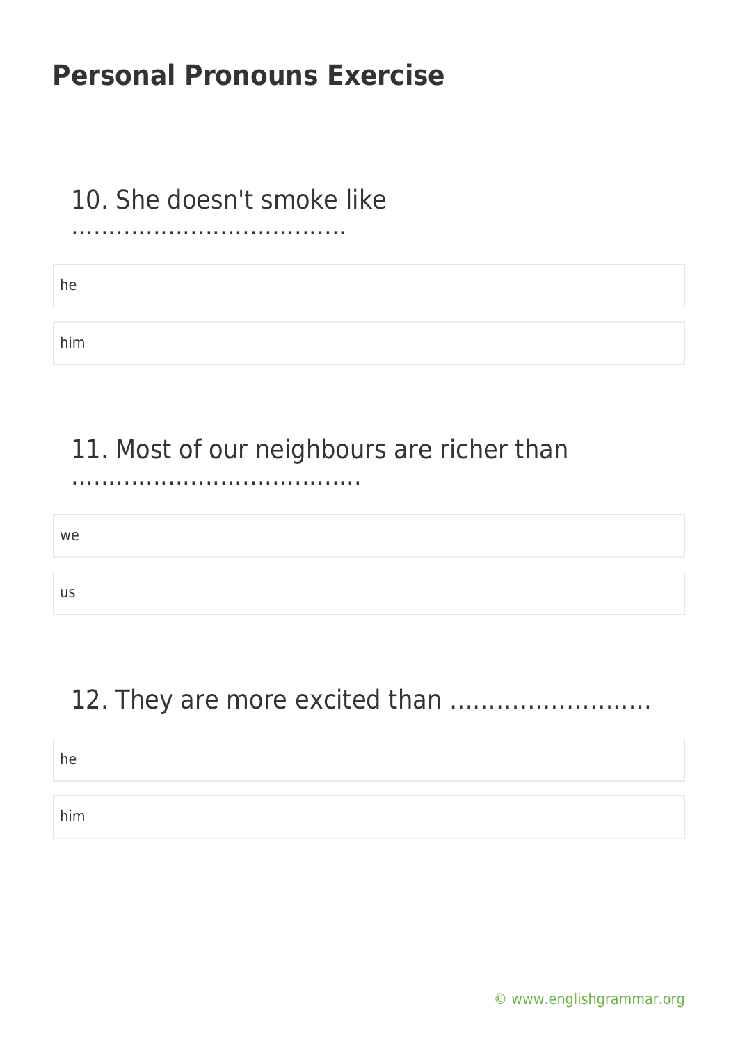# Personal Pronouns Exercise

## 10. She doesn't smoke like ……………………………….

he

him

## 11. Most of our neighbours are richer than ………………………………….

we

us

## 12. They are more excited than …………………….

he

him

© www.englishgrammar.org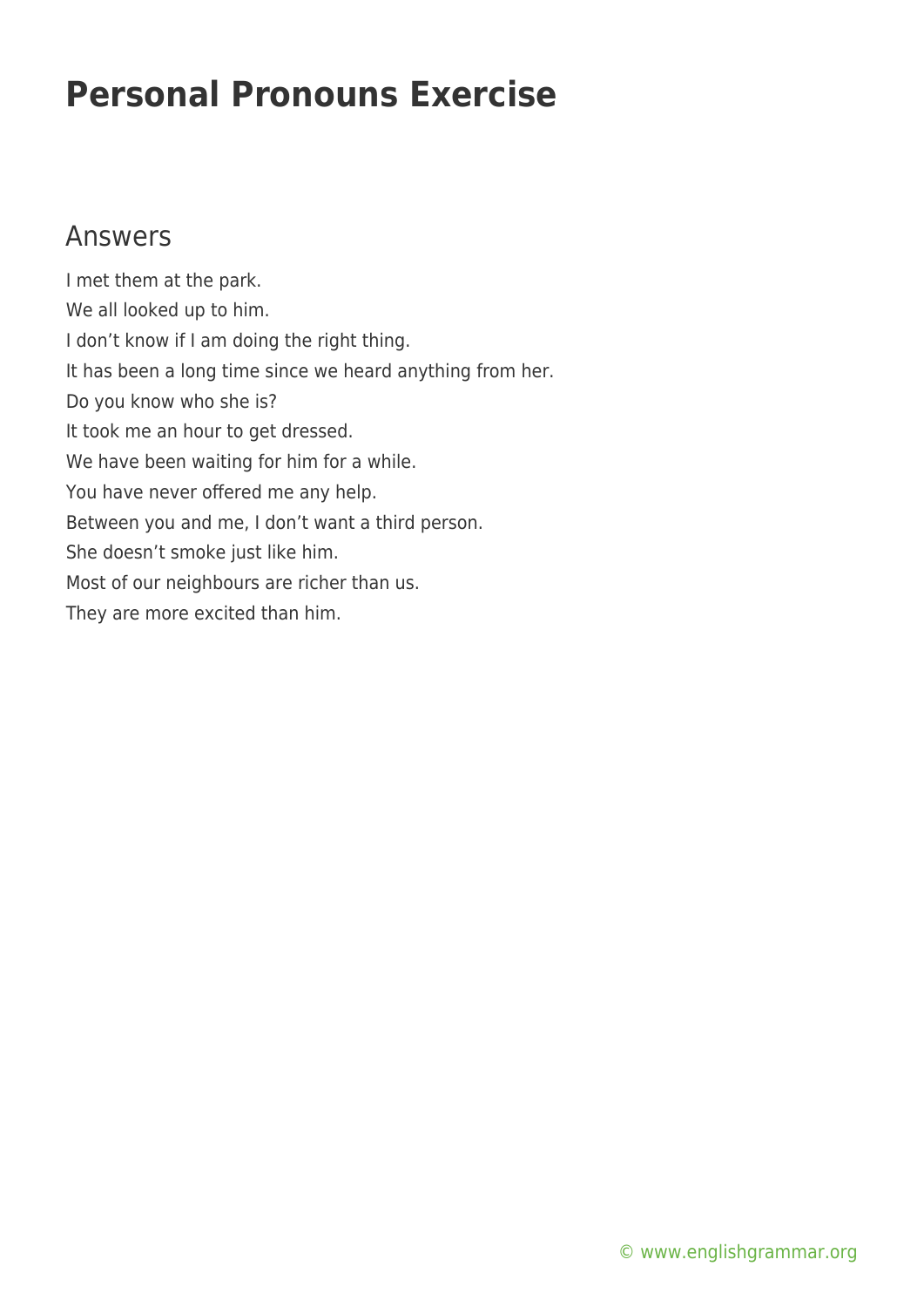# Personal Pronouns Exercise

## Answers

I met them at the park.
We all looked up to him.
I don't know if I am doing the right thing.
It has been a long time since we heard anything from her.
Do you know who she is?
It took me an hour to get dressed.
We have been waiting for him for a while.
You have never offered me any help.
Between you and me, I don't want a third person.
She doesn't smoke just like him.
Most of our neighbours are richer than us.
They are more excited than him.